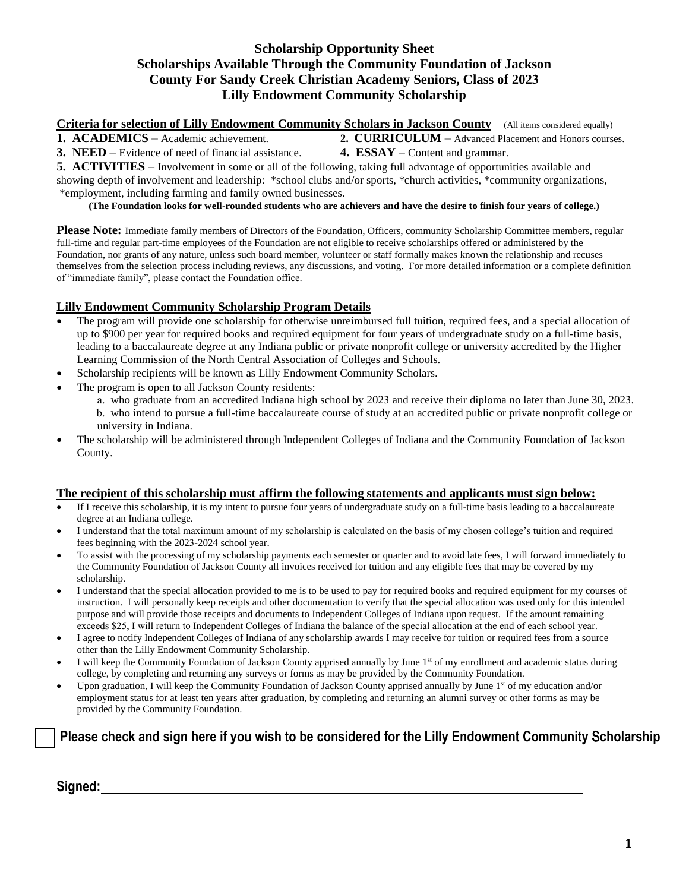# Scholarship Opportunity Sheet
## Scholarships Available Through the Community Foundation of Jackson County For Sandy Creek Christian Academy Seniors, Class of 2023
## Lilly Endowment Community Scholarship

**Criteria for selection of Lilly Endowment Community Scholars in Jackson County** (All items considered equally)

**1. ACADEMICS** – Academic achievement.

**2. CURRICULUM** – Advanced Placement and Honors courses.

**3. NEED** – Evidence of need of financial assistance.

**4. ESSAY** – Content and grammar.

**5. ACTIVITIES** – Involvement in some or all of the following, taking full advantage of opportunities available and showing depth of involvement and leadership: *school clubs and/or sports, *church activities, *community organizations, *employment, including farming and family owned businesses.

**(The Foundation looks for well-rounded students who are achievers and have the desire to finish four years of college.)**

**Please Note:** Immediate family members of Directors of the Foundation, Officers, community Scholarship Committee members, regular full-time and regular part-time employees of the Foundation are not eligible to receive scholarships offered or administered by the Foundation, nor grants of any nature, unless such board member, volunteer or staff formally makes known the relationship and recuses themselves from the selection process including reviews, any discussions, and voting. For more detailed information or a complete definition of "immediate family", please contact the Foundation office.

**Lilly Endowment Community Scholarship Program Details**

- The program will provide one scholarship for otherwise unreimbursed full tuition, required fees, and a special allocation of up to $900 per year for required books and required equipment for four years of undergraduate study on a full-time basis, leading to a baccalaureate degree at any Indiana public or private nonprofit college or university accredited by the Higher Learning Commission of the North Central Association of Colleges and Schools.
- Scholarship recipients will be known as Lilly Endowment Community Scholars.
- The program is open to all Jackson County residents:
  - a. who graduate from an accredited Indiana high school by 2023 and receive their diploma no later than June 30, 2023.
  - b. who intend to pursue a full-time baccalaureate course of study at an accredited public or private nonprofit college or university in Indiana.
- The scholarship will be administered through Independent Colleges of Indiana and the Community Foundation of Jackson County.

**The recipient of this scholarship must affirm the following statements and applicants must sign below:**

- If I receive this scholarship, it is my intent to pursue four years of undergraduate study on a full-time basis leading to a baccalaureate degree at an Indiana college.
- I understand that the total maximum amount of my scholarship is calculated on the basis of my chosen college's tuition and required fees beginning with the 2023-2024 school year.
- To assist with the processing of my scholarship payments each semester or quarter and to avoid late fees, I will forward immediately to the Community Foundation of Jackson County all invoices received for tuition and any eligible fees that may be covered by my scholarship.
- I understand that the special allocation provided to me is to be used to pay for required books and required equipment for my courses of instruction. I will personally keep receipts and other documentation to verify that the special allocation was used only for this intended purpose and will provide those receipts and documents to Independent Colleges of Indiana upon request. If the amount remaining exceeds $25, I will return to Independent Colleges of Indiana the balance of the special allocation at the end of each school year.
- I agree to notify Independent Colleges of Indiana of any scholarship awards I may receive for tuition or required fees from a source other than the Lilly Endowment Community Scholarship.
- I will keep the Community Foundation of Jackson County apprised annually by June 1st of my enrollment and academic status during college, by completing and returning any surveys or forms as may be provided by the Community Foundation.
- Upon graduation, I will keep the Community Foundation of Jackson County apprised annually by June 1st of my education and/or employment status for at least ten years after graduation, by completing and returning an alumni survey or other forms as may be provided by the Community Foundation.

☐ **Please check and sign here if you wish to be considered for the Lilly Endowment Community Scholarship**

**Signed:** ______________________________________________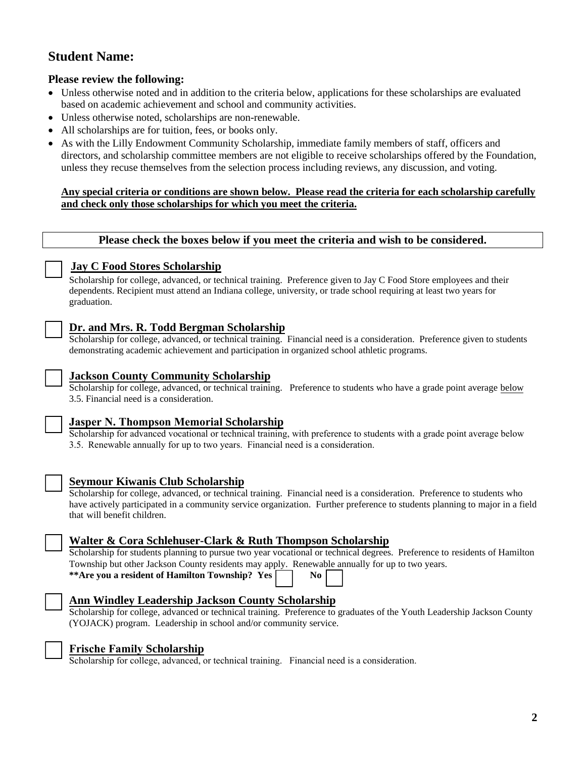## Student Name:

**Please review the following:**

- Unless otherwise noted and in addition to the criteria below, applications for these scholarships are evaluated based on academic achievement and school and community activities.
- Unless otherwise noted, scholarships are non-renewable.
- All scholarships are for tuition, fees, or books only.
- As with the Lilly Endowment Community Scholarship, immediate family members of staff, officers and directors, and scholarship committee members are not eligible to receive scholarships offered by the Foundation, unless they recuse themselves from the selection process including reviews, any discussion, and voting.

**Any special criteria or conditions are shown below. Please read the criteria for each scholarship carefully and check only those scholarships for which you meet the criteria.**

**Please check the boxes below if you meet the criteria and wish to be considered.**

☐ **Jay C Food Stores Scholarship**

Scholarship for college, advanced, or technical training. Preference given to Jay C Food Store employees and their dependents. Recipient must attend an Indiana college, university, or trade school requiring at least two years for graduation.

☐ **Dr. and Mrs. R. Todd Bergman Scholarship**

Scholarship for college, advanced, or technical training. Financial need is a consideration. Preference given to students demonstrating academic achievement and participation in organized school athletic programs.

☐ **Jackson County Community Scholarship**

Scholarship for college, advanced, or technical training. Preference to students who have a grade point average below 3.5. Financial need is a consideration.

☐ **Jasper N. Thompson Memorial Scholarship**

Scholarship for advanced vocational or technical training, with preference to students with a grade point average below 3.5. Renewable annually for up to two years. Financial need is a consideration.

☐ **Seymour Kiwanis Club Scholarship**

Scholarship for college, advanced, or technical training. Financial need is a consideration. Preference to students who have actively participated in a community service organization. Further preference to students planning to major in a field that will benefit children.

☐ **Walter & Cora Schlehuser-Clark & Ruth Thompson Scholarship**

Scholarship for students planning to pursue two year vocational or technical degrees. Preference to residents of Hamilton Township but other Jackson County residents may apply. Renewable annually for up to two years.

**\*\*Are you a resident of Hamilton Township? Yes ☐ No ☐**

☐ **Ann Windley Leadership Jackson County Scholarship**

Scholarship for college, advanced or technical training. Preference to graduates of the Youth Leadership Jackson County (YOJACK) program. Leadership in school and/or community service.

☐ **Frische Family Scholarship**

Scholarship for college, advanced, or technical training. Financial need is a consideration.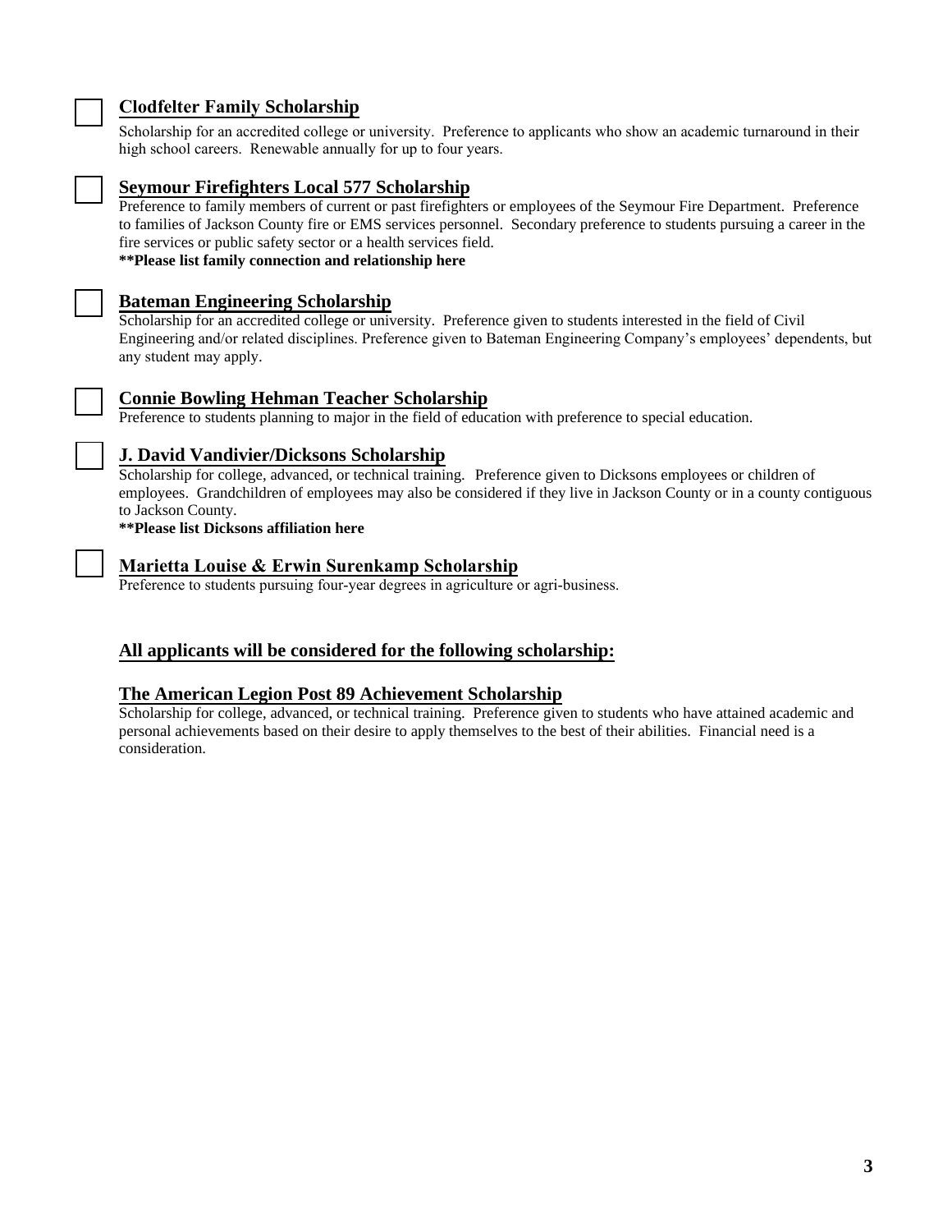☐ **Clodfelter Family Scholarship**

Scholarship for an accredited college or university. Preference to applicants who show an academic turnaround in their high school careers. Renewable annually for up to four years.

☐ **Seymour Firefighters Local 577 Scholarship**

Preference to family members of current or past firefighters or employees of the Seymour Fire Department. Preference to families of Jackson County fire or EMS services personnel. Secondary preference to students pursuing a career in the fire services or public safety sector or a health services field.

**\*\*Please list family connection and relationship here**

☐ **Bateman Engineering Scholarship**

Scholarship for an accredited college or university. Preference given to students interested in the field of Civil Engineering and/or related disciplines. Preference given to Bateman Engineering Company's employees' dependents, but any student may apply.

☐ **Connie Bowling Hehman Teacher Scholarship**

Preference to students planning to major in the field of education with preference to special education.

☐ **J. David Vandivier/Dicksons Scholarship**

Scholarship for college, advanced, or technical training. Preference given to Dicksons employees or children of employees. Grandchildren of employees may also be considered if they live in Jackson County or in a county contiguous to Jackson County.

**\*\*Please list Dicksons affiliation here**

☐ **Marietta Louise & Erwin Surenkamp Scholarship**

Preference to students pursuing four-year degrees in agriculture or agri-business.

**All applicants will be considered for the following scholarship:**

**The American Legion Post 89 Achievement Scholarship**

Scholarship for college, advanced, or technical training. Preference given to students who have attained academic and personal achievements based on their desire to apply themselves to the best of their abilities. Financial need is a consideration.